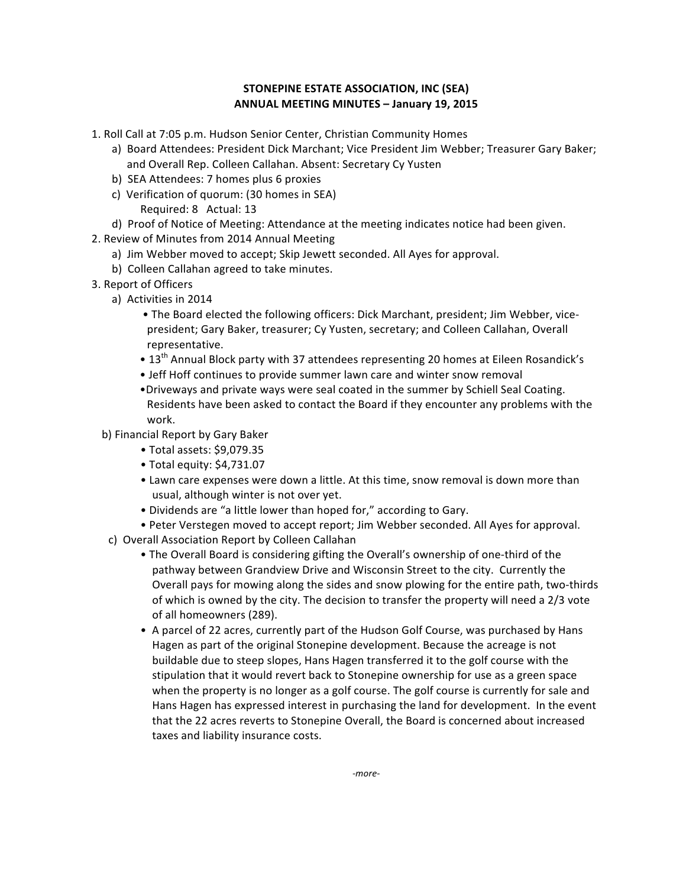# STONEPINE ESTATE ASSOCIATION, INC (SEA)
## ANNUAL MEETING MINUTES – January 19, 2015

1. Roll Call at 7:05 p.m. Hudson Senior Center, Christian Community Homes
   a) Board Attendees: President Dick Marchant; Vice President Jim Webber; Treasurer Gary Baker; and Overall Rep. Colleen Callahan. Absent: Secretary Cy Yusten
   b) SEA Attendees: 7 homes plus 6 proxies
   c) Verification of quorum: (30 homes in SEA)
      Required: 8 Actual: 13
   d) Proof of Notice of Meeting: Attendance at the meeting indicates notice had been given.
2. Review of Minutes from 2014 Annual Meeting
   a) Jim Webber moved to accept; Skip Jewett seconded. All Ayes for approval.
   b) Colleen Callahan agreed to take minutes.
3. Report of Officers
   a) Activities in 2014
      - The Board elected the following officers: Dick Marchant, president; Jim Webber, vice-president; Gary Baker, treasurer; Cy Yusten, secretary; and Colleen Callahan, Overall representative.
      - 13th Annual Block party with 37 attendees representing 20 homes at Eileen Rosandick's
      - Jeff Hoff continues to provide summer lawn care and winter snow removal
      - Driveways and private ways were seal coated in the summer by Schiell Seal Coating. Residents have been asked to contact the Board if they encounter any problems with the work.
   b) Financial Report by Gary Baker
      - Total assets: $9,079.35
      - Total equity: $4,731.07
      - Lawn care expenses were down a little. At this time, snow removal is down more than usual, although winter is not over yet.
      - Dividends are "a little lower than hoped for," according to Gary.
      - Peter Verstegen moved to accept report; Jim Webber seconded. All Ayes for approval.
   c) Overall Association Report by Colleen Callahan
      - The Overall Board is considering gifting the Overall's ownership of one-third of the pathway between Grandview Drive and Wisconsin Street to the city. Currently the Overall pays for mowing along the sides and snow plowing for the entire path, two-thirds of which is owned by the city. The decision to transfer the property will need a 2/3 vote of all homeowners (289).
      - A parcel of 22 acres, currently part of the Hudson Golf Course, was purchased by Hans Hagen as part of the original Stonepine development. Because the acreage is not buildable due to steep slopes, Hans Hagen transferred it to the golf course with the stipulation that it would revert back to Stonepine ownership for use as a green space when the property is no longer as a golf course. The golf course is currently for sale and Hans Hagen has expressed interest in purchasing the land for development. In the event that the 22 acres reverts to Stonepine Overall, the Board is concerned about increased taxes and liability insurance costs.

*-more-*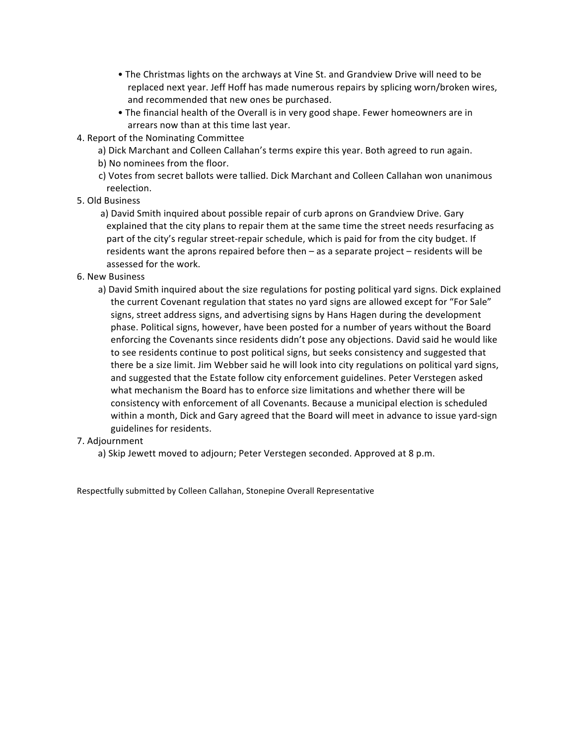- The Christmas lights on the archways at Vine St. and Grandview Drive will need to be replaced next year. Jeff Hoff has made numerous repairs by splicing worn/broken wires, and recommended that new ones be purchased.
- The financial health of the Overall is in very good shape. Fewer homeowners are in arrears now than at this time last year.

4. Report of the Nominating Committee
   a) Dick Marchant and Colleen Callahan's terms expire this year. Both agreed to run again.
   b) No nominees from the floor.
   c) Votes from secret ballots were tallied. Dick Marchant and Colleen Callahan won unanimous reelection.
5. Old Business
   a) David Smith inquired about possible repair of curb aprons on Grandview Drive. Gary explained that the city plans to repair them at the same time the street needs resurfacing as part of the city's regular street-repair schedule, which is paid for from the city budget. If residents want the aprons repaired before then – as a separate project – residents will be assessed for the work.
6. New Business
   a) David Smith inquired about the size regulations for posting political yard signs. Dick explained the current Covenant regulation that states no yard signs are allowed except for "For Sale" signs, street address signs, and advertising signs by Hans Hagen during the development phase. Political signs, however, have been posted for a number of years without the Board enforcing the Covenants since residents didn't pose any objections. David said he would like to see residents continue to post political signs, but seeks consistency and suggested that there be a size limit. Jim Webber said he will look into city regulations on political yard signs, and suggested that the Estate follow city enforcement guidelines. Peter Verstegen asked what mechanism the Board has to enforce size limitations and whether there will be consistency with enforcement of all Covenants. Because a municipal election is scheduled within a month, Dick and Gary agreed that the Board will meet in advance to issue yard-sign guidelines for residents.
7. Adjournment
   a) Skip Jewett moved to adjourn; Peter Verstegen seconded. Approved at 8 p.m.

Respectfully submitted by Colleen Callahan, Stonepine Overall Representative